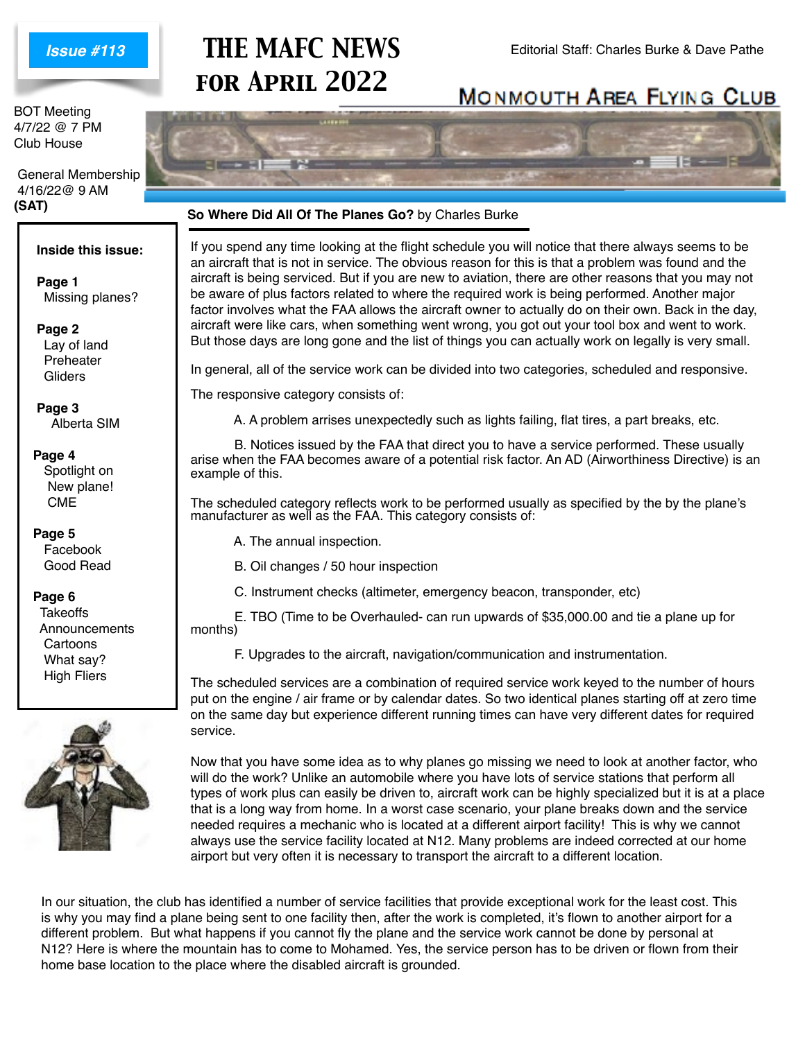Issue #113

# THE MAFC NEWS FOR APRIL 2022

Editorial Staff: Charles Burke & Dave Pathe

MONMOUTH AREA FLYING CLUB

BOT Meeting
4/7/22 @ 7 PM
Club House

General Membership
4/16/22@ 9 AM
**(SAT)**

**Inside this issue:**

**Page 1**
Missing planes?

**Page 2**
Lay of land
Preheater
Gliders

**Page 3**
Alberta SIM

**Page 4**
Spotlight on
New plane!
CME

**Page 5**
Facebook
Good Read

**Page 6**
Takeoffs
Announcements
Cartoons
What say?
High Fliers

## **So Where Did All Of The Planes Go?** by Charles Burke

If you spend any time looking at the flight schedule you will notice that there always seems to be an aircraft that is not in service. The obvious reason for this is that a problem was found and the aircraft is being serviced. But if you are new to aviation, there are other reasons that you may not be aware of plus factors related to where the required work is being performed. Another major factor involves what the FAA allows the aircraft owner to actually do on their own. Back in the day, aircraft were like cars, when something went wrong, you got out your tool box and went to work. But those days are long gone and the list of things you can actually work on legally is very small.

In general, all of the service work can be divided into two categories, scheduled and responsive.

The responsive category consists of:

A. A problem arrises unexpectedly such as lights failing, flat tires, a part breaks, etc.

B. Notices issued by the FAA that direct you to have a service performed. These usually arise when the FAA becomes aware of a potential risk factor. An AD (Airworthiness Directive) is an example of this.

The scheduled category reflects work to be performed usually as specified by the by the plane's manufacturer as well as the FAA. This category consists of:

A. The annual inspection.

B. Oil changes / 50 hour inspection

C. Instrument checks (altimeter, emergency beacon, transponder, etc)

E. TBO (Time to be Overhauled- can run upwards of $35,000.00 and tie a plane up for months)

F. Upgrades to the aircraft, navigation/communication and instrumentation.

The scheduled services are a combination of required service work keyed to the number of hours put on the engine / air frame or by calendar dates. So two identical planes starting off at zero time on the same day but experience different running times can have very different dates for required service.

Now that you have some idea as to why planes go missing we need to look at another factor, who will do the work? Unlike an automobile where you have lots of service stations that perform all types of work plus can easily be driven to, aircraft work can be highly specialized but it is at a place that is a long way from home. In a worst case scenario, your plane breaks down and the service needed requires a mechanic who is located at a different airport facility! This is why we cannot always use the service facility located at N12. Many problems are indeed corrected at our home airport but very often it is necessary to transport the aircraft to a different location.

In our situation, the club has identified a number of service facilities that provide exceptional work for the least cost. This is why you may find a plane being sent to one facility then, after the work is completed, it's flown to another airport for a different problem. But what happens if you cannot fly the plane and the service work cannot be done by personal at N12? Here is where the mountain has to come to Mohamed. Yes, the service person has to be driven or flown from their home base location to the place where the disabled aircraft is grounded.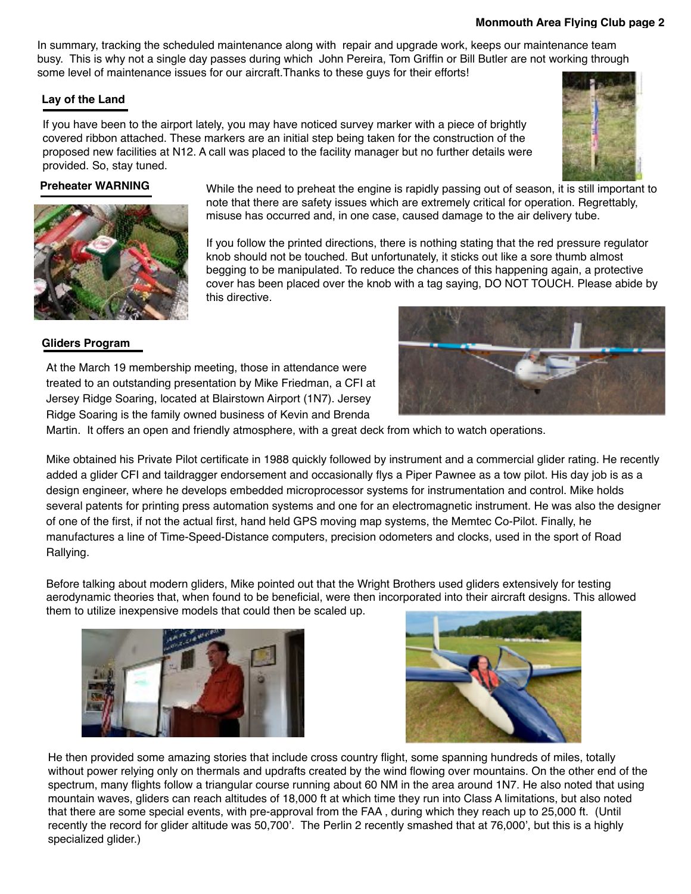In summary, tracking the scheduled maintenance along with repair and upgrade work, keeps our maintenance team busy. This is why not a single day passes during which John Pereira, Tom Griffin or Bill Butler are not working through some level of maintenance issues for our aircraft.Thanks to these guys for their efforts!

## Lay of the Land

If you have been to the airport lately, you may have noticed survey marker with a piece of brightly covered ribbon attached. These markers are an initial step being taken for the construction of the proposed new facilities at N12. A call was placed to the facility manager but no further details were provided. So, stay tuned.

## Preheater WARNING

While the need to preheat the engine is rapidly passing out of season, it is still important to note that there are safety issues which are extremely critical for operation. Regrettably, misuse has occurred and, in one case, caused damage to the air delivery tube.

If you follow the printed directions, there is nothing stating that the red pressure regulator knob should not be touched. But unfortunately, it sticks out like a sore thumb almost begging to be manipulated. To reduce the chances of this happening again, a protective cover has been placed over the knob with a tag saying, DO NOT TOUCH. Please abide by this directive.

## Gliders Program

At the March 19 membership meeting, those in attendance were treated to an outstanding presentation by Mike Friedman, a CFI at Jersey Ridge Soaring, located at Blairstown Airport (1N7). Jersey Ridge Soaring is the family owned business of Kevin and Brenda Martin. It offers an open and friendly atmosphere, with a great deck from which to watch operations.

Mike obtained his Private Pilot certificate in 1988 quickly followed by instrument and a commercial glider rating. He recently added a glider CFI and taildragger endorsement and occasionally flys a Piper Pawnee as a tow pilot. His day job is as a design engineer, where he develops embedded microprocessor systems for instrumentation and control. Mike holds several patents for printing press automation systems and one for an electromagnetic instrument. He was also the designer of one of the first, if not the actual first, hand held GPS moving map systems, the Memtec Co-Pilot. Finally, he manufactures a line of Time-Speed-Distance computers, precision odometers and clocks, used in the sport of Road Rallying.

Before talking about modern gliders, Mike pointed out that the Wright Brothers used gliders extensively for testing aerodynamic theories that, when found to be beneficial, were then incorporated into their aircraft designs. This allowed them to utilize inexpensive models that could then be scaled up.

He then provided some amazing stories that include cross country flight, some spanning hundreds of miles, totally without power relying only on thermals and updrafts created by the wind flowing over mountains. On the other end of the spectrum, many flights follow a triangular course running about 60 NM in the area around 1N7. He also noted that using mountain waves, gliders can reach altitudes of 18,000 ft at which time they run into Class A limitations, but also noted that there are some special events, with pre-approval from the FAA , during which they reach up to 25,000 ft. (Until recently the record for glider altitude was 50,700'. The Perlin 2 recently smashed that at 76,000', but this is a highly specialized glider.)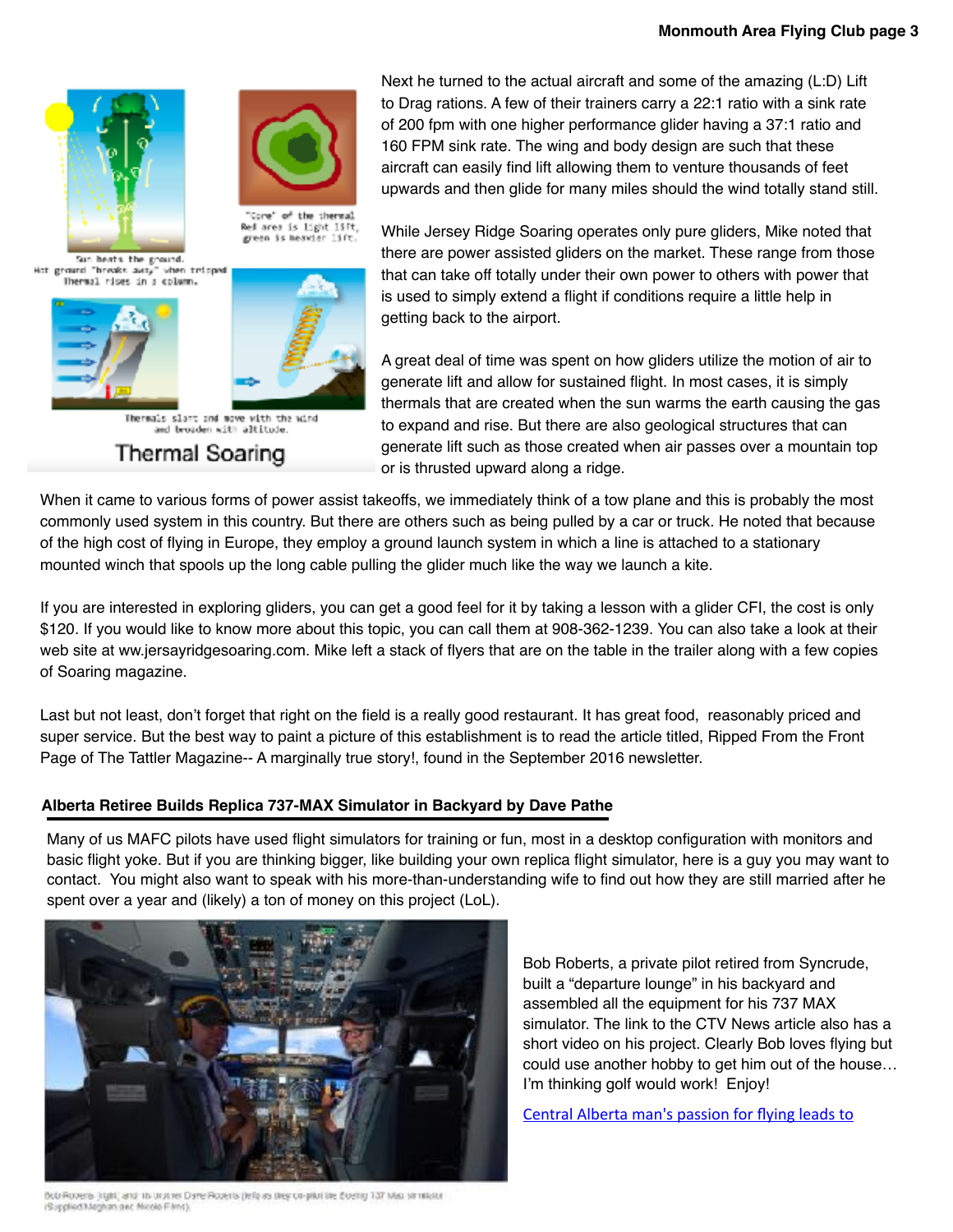Next he turned to the actual aircraft and some of the amazing (L:D) Lift to Drag rations. A few of their trainers carry a 22:1 ratio with a sink rate of 200 fpm with one higher performance glider having a 37:1 ratio and 160 FPM sink rate. The wing and body design are such that these aircraft can easily find lift allowing them to venture thousands of feet upwards and then glide for many miles should the wind totally stand still.

While Jersey Ridge Soaring operates only pure gliders, Mike noted that there are power assisted gliders on the market. These range from those that can take off totally under their own power to others with power that is used to simply extend a flight if conditions require a little help in getting back to the airport.

A great deal of time was spent on how gliders utilize the motion of air to generate lift and allow for sustained flight. In most cases, it is simply thermals that are created when the sun warms the earth causing the gas to expand and rise. But there are also geological structures that can generate lift such as those created when air passes over a mountain top or is thrusted upward along a ridge.

When it came to various forms of power assist takeoffs, we immediately think of a tow plane and this is probably the most commonly used system in this country. But there are others such as being pulled by a car or truck. He noted that because of the high cost of flying in Europe, they employ a ground launch system in which a line is attached to a stationary mounted winch that spools up the long cable pulling the glider much like the way we launch a kite.

If you are interested in exploring gliders, you can get a good feel for it by taking a lesson with a glider CFI, the cost is only $120. If you would like to know more about this topic, you can call them at 908-362-1239. You can also take a look at their web site at ww.jersayridgesoaring.com. Mike left a stack of flyers that are on the table in the trailer along with a few copies of Soaring magazine.

Last but not least, don't forget that right on the field is a really good restaurant. It has great food, reasonably priced and super service. But the best way to paint a picture of this establishment is to read the article titled, Ripped From the Front Page of The Tattler Magazine-- A marginally true story!, found in the September 2016 newsletter.

### Alberta Retiree Builds Replica 737-MAX Simulator in Backyard by Dave Pathe

Many of us MAFC pilots have used flight simulators for training or fun, most in a desktop configuration with monitors and basic flight yoke. But if you are thinking bigger, like building your own replica flight simulator, here is a guy you may want to contact. You might also want to speak with his more-than-understanding wife to find out how they are still married after he spent over a year and (likely) a ton of money on this project (LoL).

Bob Roberts, a private pilot retired from Syncrude, built a "departure lounge" in his backyard and assembled all the equipment for his 737 MAX simulator. The link to the CTV News article also has a short video on his project. Clearly Bob loves flying but could use another hobby to get him out of the house… I'm thinking golf would work! Enjoy!

[Central Alberta man's passion for flying leads to]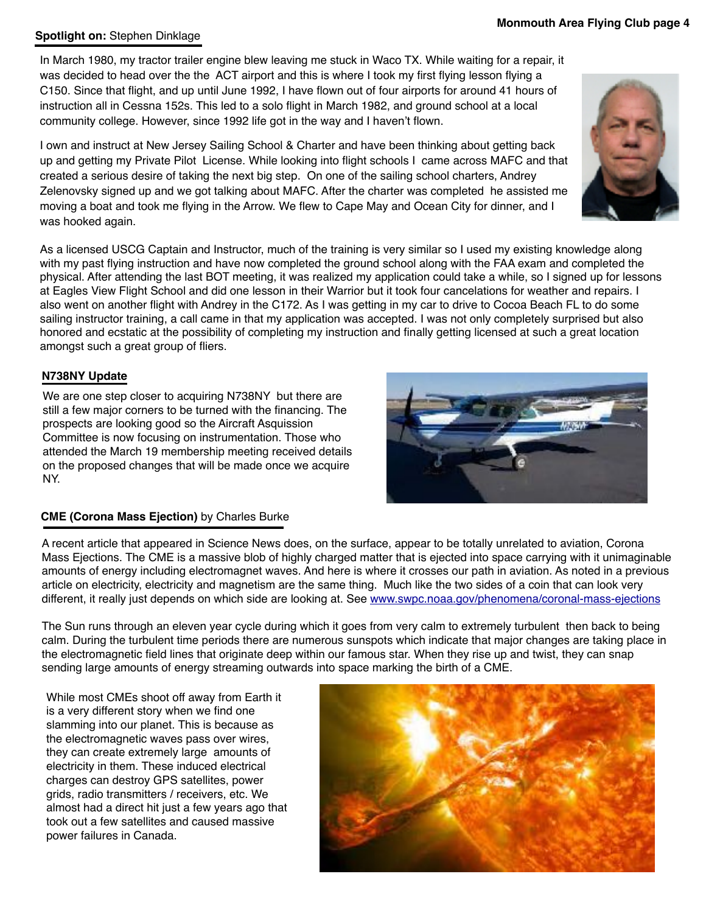**Spotlight on:** Stephen Dinklage

In March 1980, my tractor trailer engine blew leaving me stuck in Waco TX. While waiting for a repair, it was decided to head over the the ACT airport and this is where I took my first flying lesson flying a C150. Since that flight, and up until June 1992, I have flown out of four airports for around 41 hours of instruction all in Cessna 152s. This led to a solo flight in March 1982, and ground school at a local community college. However, since 1992 life got in the way and I haven't flown.

I own and instruct at New Jersey Sailing School & Charter and have been thinking about getting back up and getting my Private Pilot License. While looking into flight schools I came across MAFC and that created a serious desire of taking the next big step. On one of the sailing school charters, Andrey Zelenovsky signed up and we got talking about MAFC. After the charter was completed he assisted me moving a boat and took me flying in the Arrow. We flew to Cape May and Ocean City for dinner, and I was hooked again.

As a licensed USCG Captain and Instructor, much of the training is very similar so I used my existing knowledge along with my past flying instruction and have now completed the ground school along with the FAA exam and completed the physical. After attending the last BOT meeting, it was realized my application could take a while, so I signed up for lessons at Eagles View Flight School and did one lesson in their Warrior but it took four cancelations for weather and repairs. I also went on another flight with Andrey in the C172. As I was getting in my car to drive to Cocoa Beach FL to do some sailing instructor training, a call came in that my application was accepted. I was not only completely surprised but also honored and ecstatic at the possibility of completing my instruction and finally getting licensed at such a great location amongst such a great group of fliers.

**N738NY Update**

We are one step closer to acquiring N738NY but there are still a few major corners to be turned with the financing. The prospects are looking good so the Aircraft Asquission Committee is now focusing on instrumentation. Those who attended the March 19 membership meeting received details on the proposed changes that will be made once we acquire NY.

**CME (Corona Mass Ejection)** by Charles Burke

A recent article that appeared in Science News does, on the surface, appear to be totally unrelated to aviation, Corona Mass Ejections. The CME is a massive blob of highly charged matter that is ejected into space carrying with it unimaginable amounts of energy including electromagnet waves. And here is where it crosses our path in aviation. As noted in a previous article on electricity, electricity and magnetism are the same thing. Much like the two sides of a coin that can look very different, it really just depends on which side are looking at. See www.swpc.noaa.gov/phenomena/coronal-mass-ejections

The Sun runs through an eleven year cycle during which it goes from very calm to extremely turbulent then back to being calm. During the turbulent time periods there are numerous sunspots which indicate that major changes are taking place in the electromagnetic field lines that originate deep within our famous star. When they rise up and twist, they can snap sending large amounts of energy streaming outwards into space marking the birth of a CME.

While most CMEs shoot off away from Earth it is a very different story when we find one slamming into our planet. This is because as the electromagnetic waves pass over wires, they can create extremely large amounts of electricity in them. These induced electrical charges can destroy GPS satellites, power grids, radio transmitters / receivers, etc. We almost had a direct hit just a few years ago that took out a few satellites and caused massive power failures in Canada.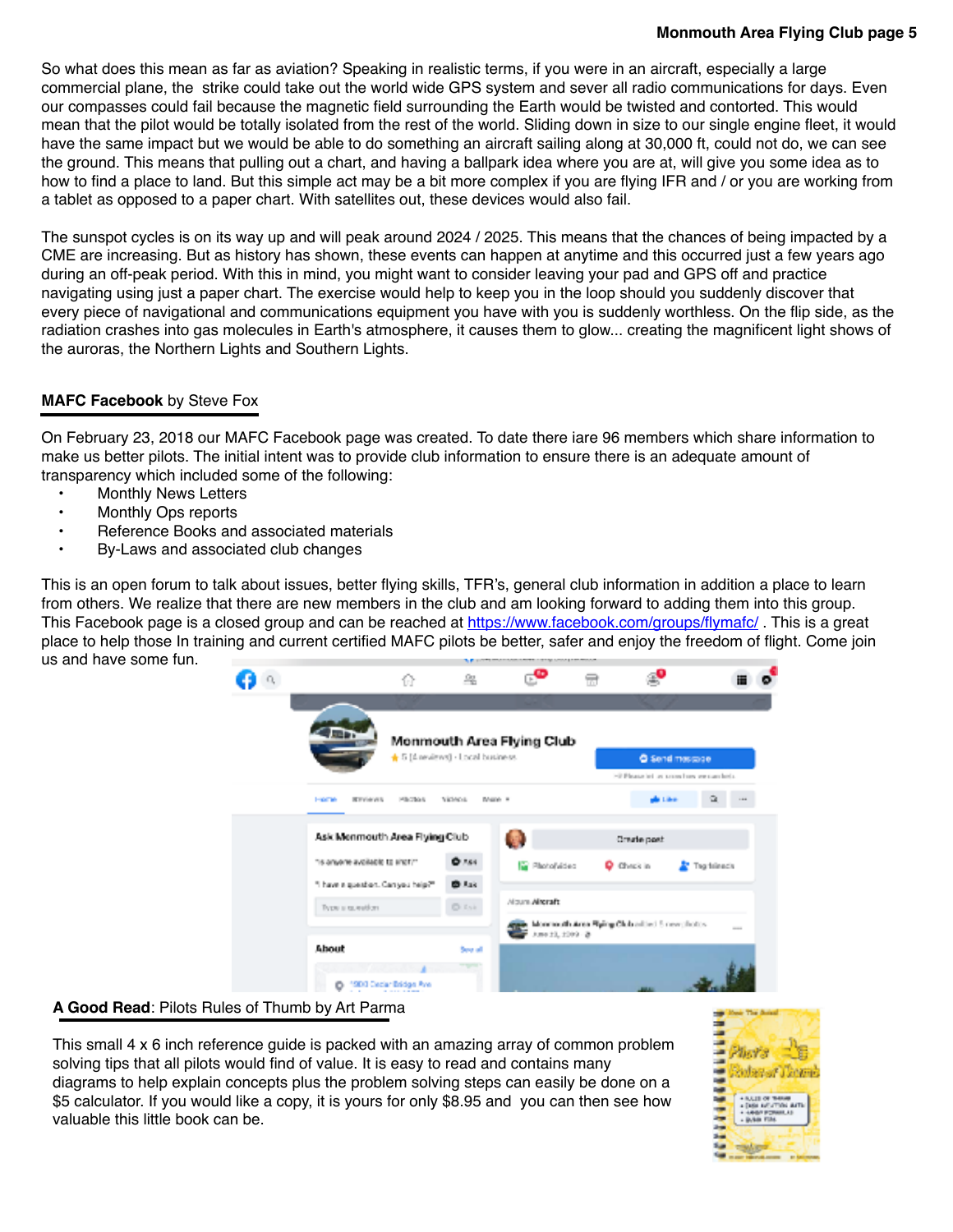So what does this mean as far as aviation? Speaking in realistic terms, if you were in an aircraft, especially a large commercial plane, the strike could take out the world wide GPS system and sever all radio communications for days. Even our compasses could fail because the magnetic field surrounding the Earth would be twisted and contorted. This would mean that the pilot would be totally isolated from the rest of the world. Sliding down in size to our single engine fleet, it would have the same impact but we would be able to do something an aircraft sailing along at 30,000 ft, could not do, we can see the ground. This means that pulling out a chart, and having a ballpark idea where you are at, will give you some idea as to how to find a place to land. But this simple act may be a bit more complex if you are flying IFR and / or you are working from a tablet as opposed to a paper chart. With satellites out, these devices would also fail.

The sunspot cycles is on its way up and will peak around 2024 / 2025. This means that the chances of being impacted by a CME are increasing. But as history has shown, these events can happen at anytime and this occurred just a few years ago during an off-peak period. With this in mind, you might want to consider leaving your pad and GPS off and practice navigating using just a paper chart. The exercise would help to keep you in the loop should you suddenly discover that every piece of navigational and communications equipment you have with you is suddenly worthless. On the flip side, as the radiation crashes into gas molecules in Earth's atmosphere, it causes them to glow... creating the magnificent light shows of the auroras, the Northern Lights and Southern Lights.

## **MAFC Facebook** by Steve Fox

On February 23, 2018 our MAFC Facebook page was created. To date there iare 96 members which share information to make us better pilots. The initial intent was to provide club information to ensure there is an adequate amount of transparency which included some of the following:

- Monthly News Letters
- Monthly Ops reports
- Reference Books and associated materials
- By-Laws and associated club changes

This is an open forum to talk about issues, better flying skills, TFR's, general club information in addition a place to learn from others. We realize that there are new members in the club and am looking forward to adding them into this group. This Facebook page is a closed group and can be reached at https://www.facebook.com/groups/flymafc/ . This is a great place to help those In training and current certified MAFC pilots be better, safer and enjoy the freedom of flight. Come join us and have some fun.

## **A Good Read**: Pilots Rules of Thumb by Art Parma

This small 4 x 6 inch reference guide is packed with an amazing array of common problem solving tips that all pilots would find of value. It is easy to read and contains many diagrams to help explain concepts plus the problem solving steps can easily be done on a $5 calculator. If you would like a copy, it is yours for only $8.95 and you can then see how valuable this little book can be.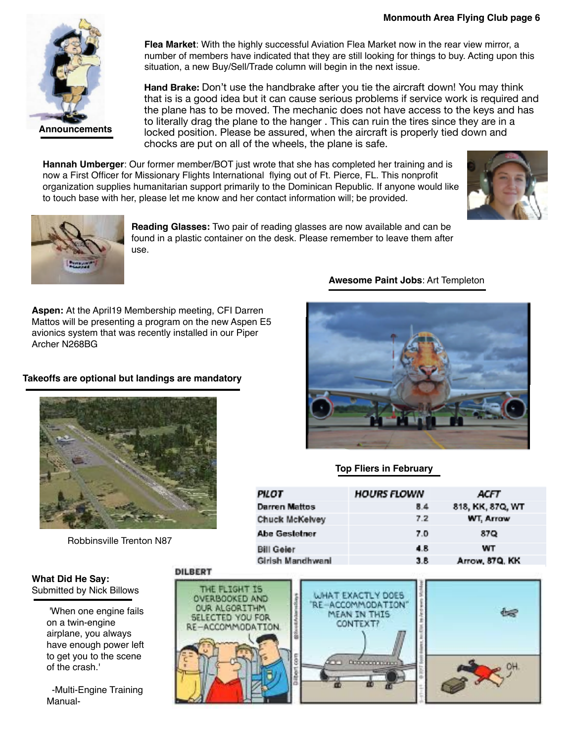**Announcements**

**Flea Market**: With the highly successful Aviation Flea Market now in the rear view mirror, a number of members have indicated that they are still looking for things to buy. Acting upon this situation, a new Buy/Sell/Trade column will begin in the next issue.

**Hand Brake:** Don't use the handbrake after you tie the aircraft down! You may think that is is a good idea but it can cause serious problems if service work is required and the plane has to be moved. The mechanic does not have access to the keys and has to literally drag the plane to the hanger . This can ruin the tires since they are in a locked position. Please be assured, when the aircraft is properly tied down and chocks are put on all of the wheels, the plane is safe.

**Hannah Umberger**: Our former member/BOT just wrote that she has completed her training and is now a First Officer for Missionary Flights International flying out of Ft. Pierce, FL. This nonprofit organization supplies humanitarian support primarily to the Dominican Republic. If anyone would like to touch base with her, please let me know and her contact information will; be provided.

**Reading Glasses:** Two pair of reading glasses are now available and can be found in a plastic container on the desk. Please remember to leave them after use.

**Aspen:** At the April19 Membership meeting, CFI Darren Mattos will be presenting a program on the new Aspen E5 avionics system that was recently installed in our Piper Archer N268BG

**Takeoffs are optional but landings are mandatory**

Robbinsville Trenton N87

**Awesome Paint Jobs**: Art Templeton

**Top Fliers in February**

| PILOT | HOURS FLOWN | ACFT |
|---|---|---|
| Darren Mattos | 8.4 | 818, KK, 87Q, WT |
| Chuck McKelvey | 7.2 | WT, Arrow |
| Abe Gesleiner | 7.0 | 87Q |
| Bill Geier | 4.8 | WT |
| Girish Mandhwani | 3.8 | Arrow, 87Q, KK |

**What Did He Say:**
Submitted by Nick Billows

'When one engine fails on a twin-engine airplane, you always have enough power left to get you to the scene of the crash.'

-Multi-Engine Training Manual-